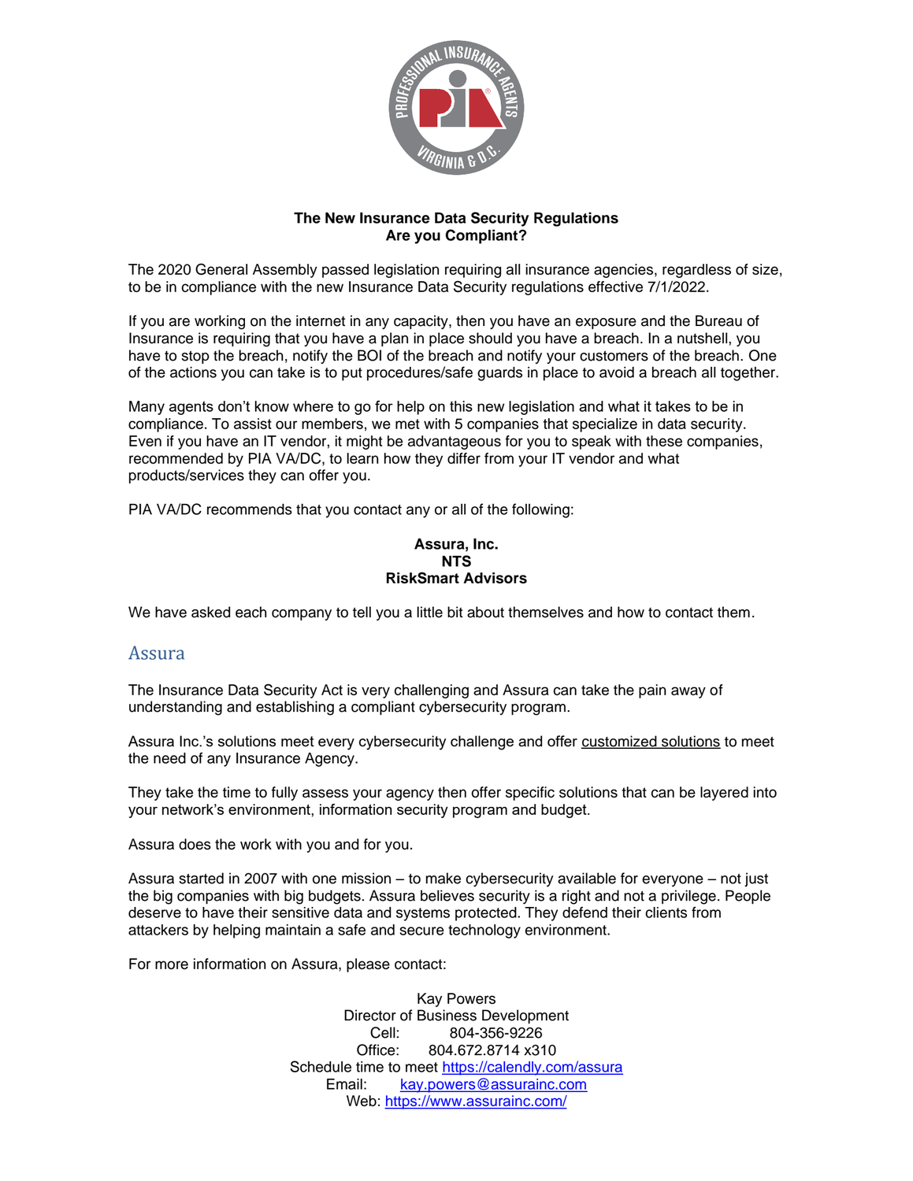**The New Insurance Data Security Regulations**
**Are you Compliant?**

The 2020 General Assembly passed legislation requiring all insurance agencies, regardless of size, to be in compliance with the new Insurance Data Security regulations effective 7/1/2022.

If you are working on the internet in any capacity, then you have an exposure and the Bureau of Insurance is requiring that you have a plan in place should you have a breach. In a nutshell, you have to stop the breach, notify the BOI of the breach and notify your customers of the breach. One of the actions you can take is to put procedures/safe guards in place to avoid a breach all together.

Many agents don't know where to go for help on this new legislation and what it takes to be in compliance. To assist our members, we met with 5 companies that specialize in data security. Even if you have an IT vendor, it might be advantageous for you to speak with these companies, recommended by PIA VA/DC, to learn how they differ from your IT vendor and what products/services they can offer you.

PIA VA/DC recommends that you contact any or all of the following:

**Assura, Inc.**
**NTS**
**RiskSmart Advisors**

We have asked each company to tell you a little bit about themselves and how to contact them.

## Assura

The Insurance Data Security Act is very challenging and Assura can take the pain away of understanding and establishing a compliant cybersecurity program.

Assura Inc.'s solutions meet every cybersecurity challenge and offer customized solutions to meet the need of any Insurance Agency.

They take the time to fully assess your agency then offer specific solutions that can be layered into your network's environment, information security program and budget.

Assura does the work with you and for you.

Assura started in 2007 with one mission – to make cybersecurity available for everyone – not just the big companies with big budgets. Assura believes security is a right and not a privilege. People deserve to have their sensitive data and systems protected. They defend their clients from attackers by helping maintain a safe and secure technology environment.

For more information on Assura, please contact:

Kay Powers
Director of Business Development
Cell: 804-356-9226
Office: 804.672.8714 x310
Schedule time to meet https://calendly.com/assura
Email: kay.powers@assurainc.com
Web: https://www.assurainc.com/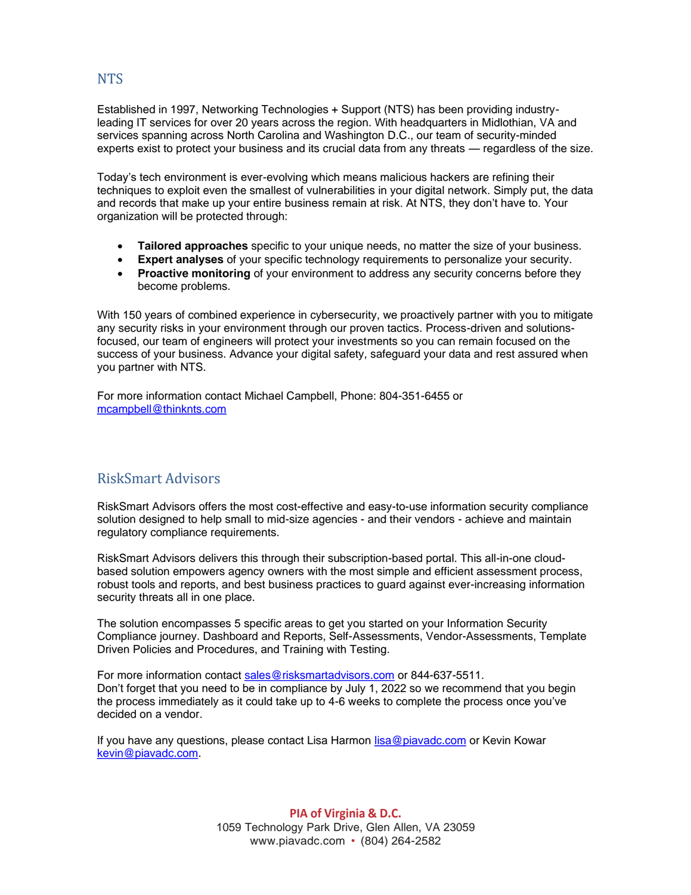## NTS

Established in 1997, Networking Technologies + Support (NTS) has been providing industry-leading IT services for over 20 years across the region. With headquarters in Midlothian, VA and services spanning across North Carolina and Washington D.C., our team of security-minded experts exist to protect your business and its crucial data from any threats — regardless of the size.

Today's tech environment is ever-evolving which means malicious hackers are refining their techniques to exploit even the smallest of vulnerabilities in your digital network. Simply put, the data and records that make up your entire business remain at risk. At NTS, they don't have to. Your organization will be protected through:

- **Tailored approaches** specific to your unique needs, no matter the size of your business.
- **Expert analyses** of your specific technology requirements to personalize your security.
- **Proactive monitoring** of your environment to address any security concerns before they become problems.

With 150 years of combined experience in cybersecurity, we proactively partner with you to mitigate any security risks in your environment through our proven tactics. Process-driven and solutions-focused, our team of engineers will protect your investments so you can remain focused on the success of your business. Advance your digital safety, safeguard your data and rest assured when you partner with NTS.

For more information contact Michael Campbell, Phone: 804-351-6455 or mcampbell@thinknts.com

## RiskSmart Advisors

RiskSmart Advisors offers the most cost-effective and easy-to-use information security compliance solution designed to help small to mid-size agencies - and their vendors - achieve and maintain regulatory compliance requirements.

RiskSmart Advisors delivers this through their subscription-based portal. This all-in-one cloud-based solution empowers agency owners with the most simple and efficient assessment process, robust tools and reports, and best business practices to guard against ever-increasing information security threats all in one place.

The solution encompasses 5 specific areas to get you started on your Information Security Compliance journey. Dashboard and Reports, Self-Assessments, Vendor-Assessments, Template Driven Policies and Procedures, and Training with Testing.

For more information contact sales@risksmartadvisors.com or 844-637-5511.
Don't forget that you need to be in compliance by July 1, 2022 so we recommend that you begin the process immediately as it could take up to 4-6 weeks to complete the process once you've decided on a vendor.

If you have any questions, please contact Lisa Harmon lisa@piavadc.com or Kevin Kowar kevin@piavadc.com.

**PIA of Virginia & D.C.**
1059 Technology Park Drive, Glen Allen, VA 23059
www.piavadc.com • (804) 264-2582